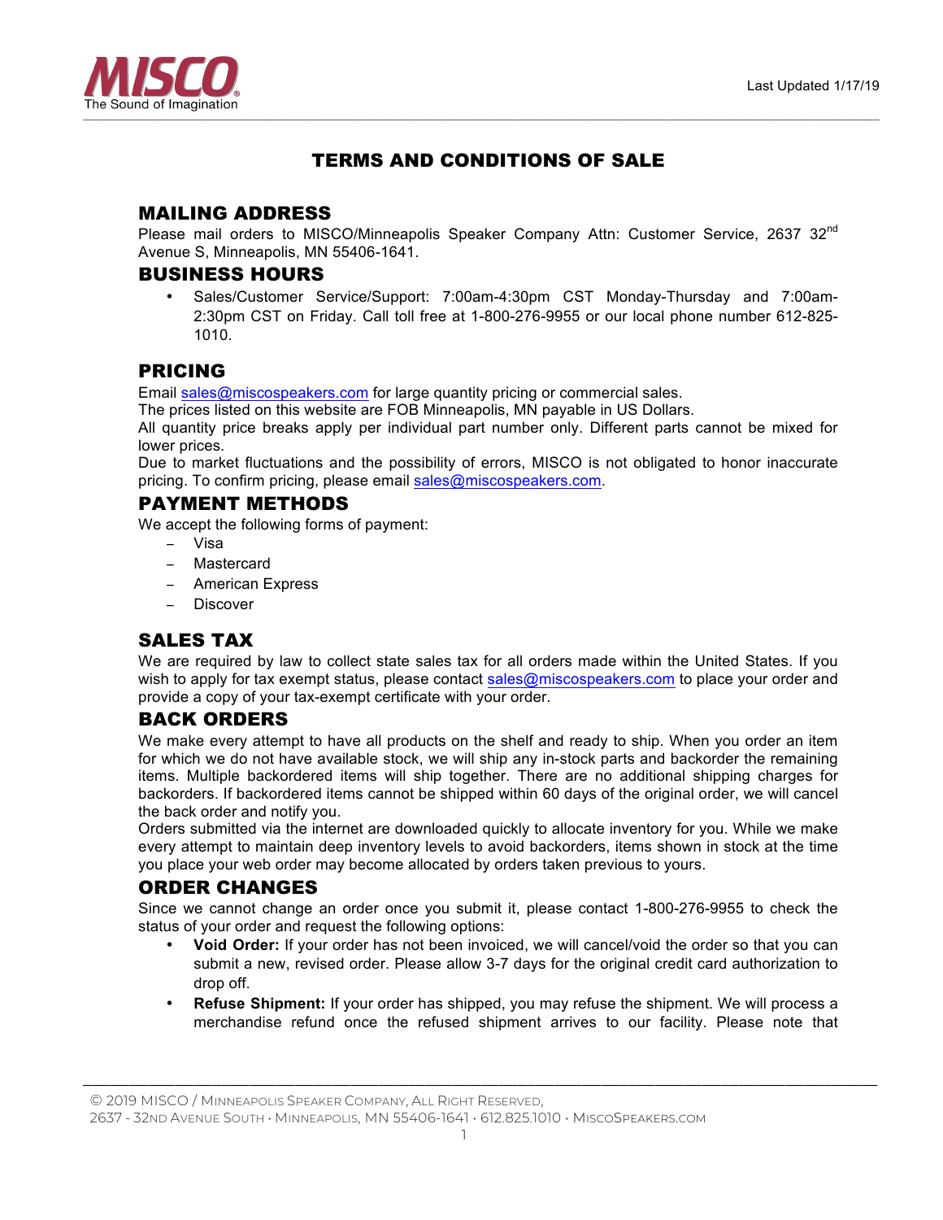Last Updated 1/17/19

# TERMS AND CONDITIONS OF SALE

## MAILING ADDRESS

Please mail orders to MISCO/Minneapolis Speaker Company Attn: Customer Service, 2637 32nd Avenue S, Minneapolis, MN 55406-1641.

## BUSINESS HOURS

- Sales/Customer Service/Support: 7:00am-4:30pm CST Monday-Thursday and 7:00am-2:30pm CST on Friday. Call toll free at 1-800-276-9955 or our local phone number 612-825-1010.

## PRICING

Email sales@miscospeakers.com for large quantity pricing or commercial sales.
The prices listed on this website are FOB Minneapolis, MN payable in US Dollars.
All quantity price breaks apply per individual part number only. Different parts cannot be mixed for lower prices.
Due to market fluctuations and the possibility of errors, MISCO is not obligated to honor inaccurate pricing. To confirm pricing, please email sales@miscospeakers.com.

## PAYMENT METHODS

We accept the following forms of payment:

- Visa
- Mastercard
- American Express
- Discover

## SALES TAX

We are required by law to collect state sales tax for all orders made within the United States. If you wish to apply for tax exempt status, please contact sales@miscospeakers.com to place your order and provide a copy of your tax-exempt certificate with your order.

## BACK ORDERS

We make every attempt to have all products on the shelf and ready to ship. When you order an item for which we do not have available stock, we will ship any in-stock parts and backorder the remaining items. Multiple backordered items will ship together. There are no additional shipping charges for backorders. If backordered items cannot be shipped within 60 days of the original order, we will cancel the back order and notify you.
Orders submitted via the internet are downloaded quickly to allocate inventory for you. While we make every attempt to maintain deep inventory levels to avoid backorders, items shown in stock at the time you place your web order may become allocated by orders taken previous to yours.

## ORDER CHANGES

Since we cannot change an order once you submit it, please contact 1-800-276-9955 to check the status of your order and request the following options:

- **Void Order:** If your order has not been invoiced, we will cancel/void the order so that you can submit a new, revised order. Please allow 3-7 days for the original credit card authorization to drop off.
- **Refuse Shipment:** If your order has shipped, you may refuse the shipment. We will process a merchandise refund once the refused shipment arrives to our facility. Please note that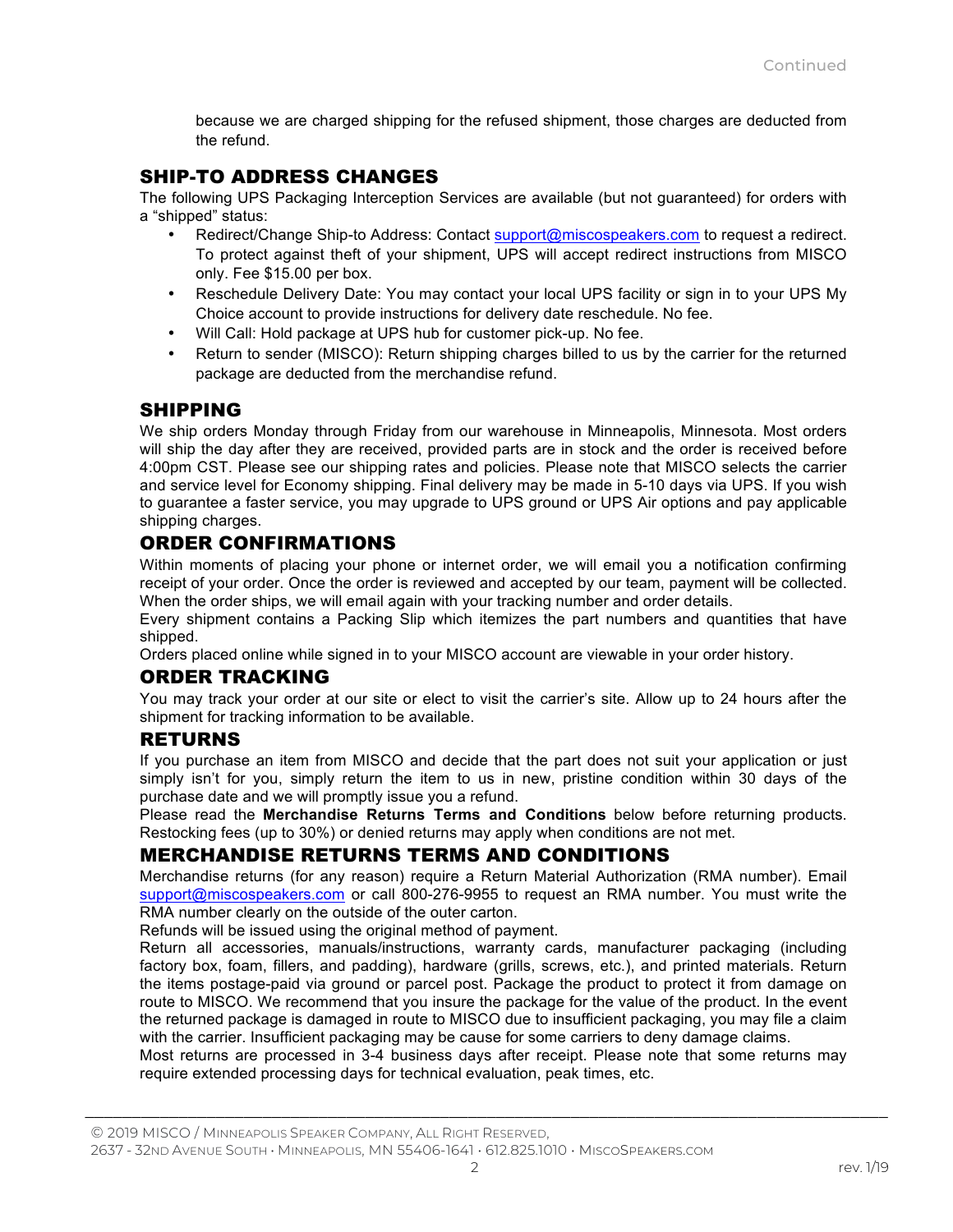because we are charged shipping for the refused shipment, those charges are deducted from the refund.

## SHIP-TO ADDRESS CHANGES

The following UPS Packaging Interception Services are available (but not guaranteed) for orders with a "shipped" status:

- Redirect/Change Ship-to Address: Contact support@miscospeakers.com to request a redirect. To protect against theft of your shipment, UPS will accept redirect instructions from MISCO only. Fee $15.00 per box.
- Reschedule Delivery Date: You may contact your local UPS facility or sign in to your UPS My Choice account to provide instructions for delivery date reschedule. No fee.
- Will Call: Hold package at UPS hub for customer pick-up. No fee.
- Return to sender (MISCO): Return shipping charges billed to us by the carrier for the returned package are deducted from the merchandise refund.

## SHIPPING

We ship orders Monday through Friday from our warehouse in Minneapolis, Minnesota. Most orders will ship the day after they are received, provided parts are in stock and the order is received before 4:00pm CST. Please see our shipping rates and policies. Please note that MISCO selects the carrier and service level for Economy shipping. Final delivery may be made in 5-10 days via UPS. If you wish to guarantee a faster service, you may upgrade to UPS ground or UPS Air options and pay applicable shipping charges.

## ORDER CONFIRMATIONS

Within moments of placing your phone or internet order, we will email you a notification confirming receipt of your order. Once the order is reviewed and accepted by our team, payment will be collected. When the order ships, we will email again with your tracking number and order details.

Every shipment contains a Packing Slip which itemizes the part numbers and quantities that have shipped.

Orders placed online while signed in to your MISCO account are viewable in your order history.

## ORDER TRACKING

You may track your order at our site or elect to visit the carrier's site. Allow up to 24 hours after the shipment for tracking information to be available.

## RETURNS

If you purchase an item from MISCO and decide that the part does not suit your application or just simply isn't for you, simply return the item to us in new, pristine condition within 30 days of the purchase date and we will promptly issue you a refund.

Please read the **Merchandise Returns Terms and Conditions** below before returning products. Restocking fees (up to 30%) or denied returns may apply when conditions are not met.

## MERCHANDISE RETURNS TERMS AND CONDITIONS

Merchandise returns (for any reason) require a Return Material Authorization (RMA number). Email support@miscospeakers.com or call 800-276-9955 to request an RMA number. You must write the RMA number clearly on the outside of the outer carton.

Refunds will be issued using the original method of payment.

Return all accessories, manuals/instructions, warranty cards, manufacturer packaging (including factory box, foam, fillers, and padding), hardware (grills, screws, etc.), and printed materials. Return the items postage-paid via ground or parcel post. Package the product to protect it from damage on route to MISCO. We recommend that you insure the package for the value of the product. In the event the returned package is damaged in route to MISCO due to insufficient packaging, you may file a claim with the carrier. Insufficient packaging may be cause for some carriers to deny damage claims.

Most returns are processed in 3-4 business days after receipt. Please note that some returns may require extended processing days for technical evaluation, peak times, etc.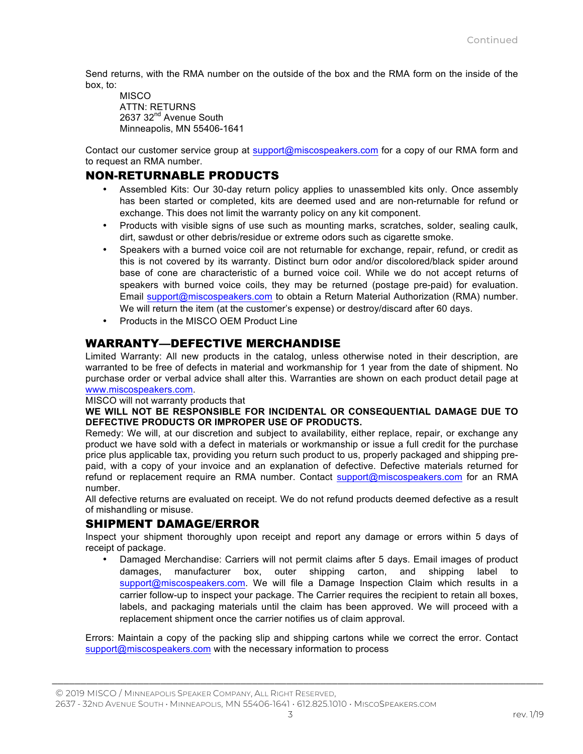Send returns, with the RMA number on the outside of the box and the RMA form on the inside of the box, to:

MISCO
ATTN: RETURNS
2637 32nd Avenue South
Minneapolis, MN 55406-1641

Contact our customer service group at support@miscospeakers.com for a copy of our RMA form and to request an RMA number.

## NON-RETURNABLE PRODUCTS

- Assembled Kits: Our 30-day return policy applies to unassembled kits only. Once assembly has been started or completed, kits are deemed used and are non-returnable for refund or exchange. This does not limit the warranty policy on any kit component.
- Products with visible signs of use such as mounting marks, scratches, solder, sealing caulk, dirt, sawdust or other debris/residue or extreme odors such as cigarette smoke.
- Speakers with a burned voice coil are not returnable for exchange, repair, refund, or credit as this is not covered by its warranty. Distinct burn odor and/or discolored/black spider around base of cone are characteristic of a burned voice coil. While we do not accept returns of speakers with burned voice coils, they may be returned (postage pre-paid) for evaluation. Email support@miscospeakers.com to obtain a Return Material Authorization (RMA) number. We will return the item (at the customer's expense) or destroy/discard after 60 days.
- Products in the MISCO OEM Product Line

## WARRANTY—DEFECTIVE MERCHANDISE

Limited Warranty: All new products in the catalog, unless otherwise noted in their description, are warranted to be free of defects in material and workmanship for 1 year from the date of shipment. No purchase order or verbal advice shall alter this. Warranties are shown on each product detail page at www.miscospeakers.com.

MISCO will not warranty products that

**WE WILL NOT BE RESPONSIBLE FOR INCIDENTAL OR CONSEQUENTIAL DAMAGE DUE TO DEFECTIVE PRODUCTS OR IMPROPER USE OF PRODUCTS.**

Remedy: We will, at our discretion and subject to availability, either replace, repair, or exchange any product we have sold with a defect in materials or workmanship or issue a full credit for the purchase price plus applicable tax, providing you return such product to us, properly packaged and shipping pre-paid, with a copy of your invoice and an explanation of defective. Defective materials returned for refund or replacement require an RMA number. Contact support@miscospeakers.com for an RMA number.

All defective returns are evaluated on receipt. We do not refund products deemed defective as a result of mishandling or misuse.

## SHIPMENT DAMAGE/ERROR

Inspect your shipment thoroughly upon receipt and report any damage or errors within 5 days of receipt of package.

- Damaged Merchandise: Carriers will not permit claims after 5 days. Email images of product damages, manufacturer box, outer shipping carton, and shipping label to support@miscospeakers.com. We will file a Damage Inspection Claim which results in a carrier follow-up to inspect your package. The Carrier requires the recipient to retain all boxes, labels, and packaging materials until the claim has been approved. We will proceed with a replacement shipment once the carrier notifies us of claim approval.

Errors: Maintain a copy of the packing slip and shipping cartons while we correct the error. Contact support@miscospeakers.com with the necessary information to process